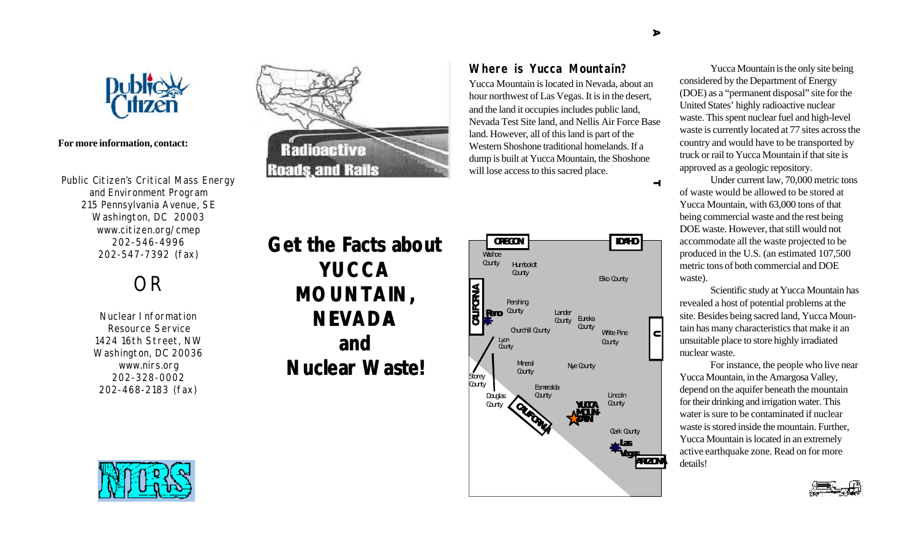For more information, contact:

Public Citizen's Critical Mass Energy and Environment Program
215 Pennsylvania Avenue, SE
Washington, DC 20003
www.citizen.org/cmep
202-546-4996
202-547-7392 (fax)

OR

Nuclear Information Resource Service
1424 16th Street, NW
Washington, DC 20036
www.nirs.org
202-328-0002
202-468-2183 (fax)

Radioactive Roads and Rails

# Get the Facts about YUCCA MOUNTAIN, NEVADA and Nuclear Waste!

## Where is Yucca Mountain?

Yucca Mountain is located in Nevada, about an hour northwest of Las Vegas. It is in the desert, and the land it occupies includes public land, Nevada Test Site land, and Nellis Air Force Base land. However, all of this land is part of the Western Shoshone traditional homelands. If a dump is built at Yucca Mountain, the Shoshone will lose access to this sacred place.

Yucca Mountain is the only site being considered by the Department of Energy (DOE) as a "permanent disposal" site for the United States' highly radioactive nuclear waste. This spent nuclear fuel and high-level waste is currently located at 77 sites across the country and would have to be transported by truck or rail to Yucca Mountain if that site is approved as a geologic repository.

Under current law, 70,000 metric tons of waste would be allowed to be stored at Yucca Mountain, with 63,000 tons of that being commercial waste and the rest being DOE waste. However, that still would not accommodate all the waste projected to be produced in the U.S. (an estimated 107,500 metric tons of both commercial and DOE waste).

Scientific study at Yucca Mountain has revealed a host of potential problems at the site. Besides being sacred land, Yucca Mountain has many characteristics that make it an unsuitable place to store highly irradiated nuclear waste.

For instance, the people who live near Yucca Mountain, in the Amargosa Valley, depend on the aquifer beneath the mountain for their drinking and irrigation water. This water is sure to be contaminated if nuclear waste is stored inside the mountain. Further, Yucca Mountain is located in an extremely active earthquake zone. Read on for more details!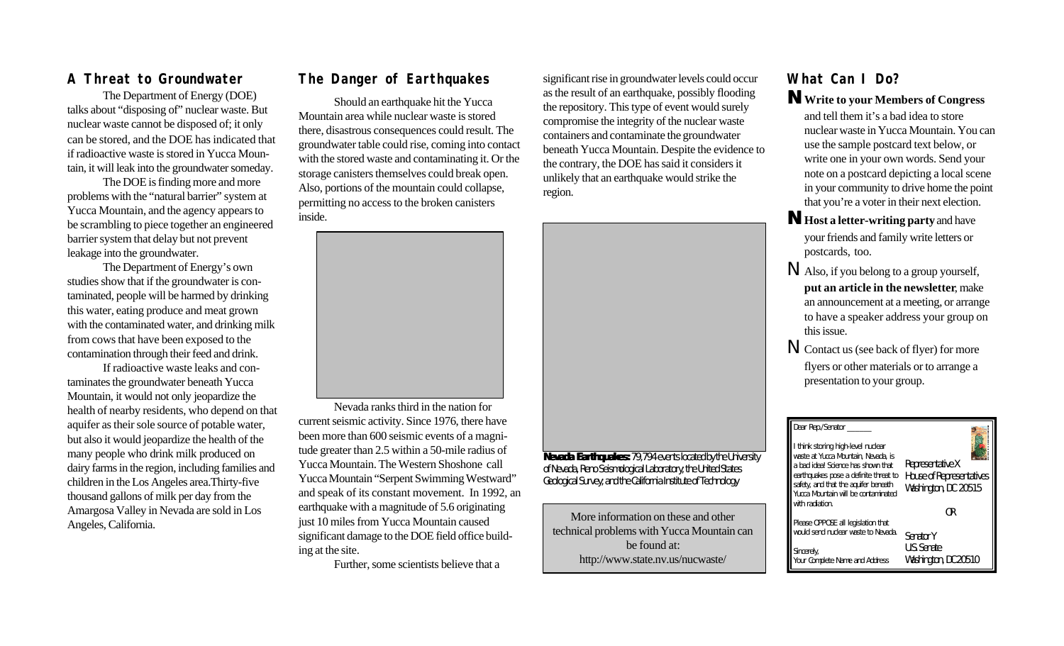## A Threat to Groundwater

The Department of Energy (DOE) talks about "disposing of" nuclear waste. But nuclear waste cannot be disposed of; it only can be stored, and the DOE has indicated that if radioactive waste is stored in Yucca Mountain, it will leak into the groundwater someday.

The DOE is finding more and more problems with the "natural barrier" system at Yucca Mountain, and the agency appears to be scrambling to piece together an engineered barrier system that delay but not prevent leakage into the groundwater.

The Department of Energy's own studies show that if the groundwater is contaminated, people will be harmed by drinking this water, eating produce and meat grown with the contaminated water, and drinking milk from cows that have been exposed to the contamination through their feed and drink.

If radioactive waste leaks and contaminates the groundwater beneath Yucca Mountain, it would not only jeopardize the health of nearby residents, who depend on that aquifer as their sole source of potable water, but also it would jeopardize the health of the many people who drink milk produced on dairy farms in the region, including families and children in the Los Angeles area.Thirty-five thousand gallons of milk per day from the Amargosa Valley in Nevada are sold in Los Angeles, California.

## The Danger of Earthquakes

Should an earthquake hit the Yucca Mountain area while nuclear waste is stored there, disastrous consequences could result. The groundwater table could rise, coming into contact with the stored waste and contaminating it. Or the storage canisters themselves could break open. Also, portions of the mountain could collapse, permitting no access to the broken canisters inside.

Nevada ranks third in the nation for current seismic activity. Since 1976, there have been more than 600 seismic events of a magnitude greater than 2.5 within a 50-mile radius of Yucca Mountain. The Western Shoshone call Yucca Mountain "Serpent Swimming Westward" and speak of its constant movement. In 1992, an earthquake with a magnitude of 5.6 originating just 10 miles from Yucca Mountain caused significant damage to the DOE field office building at the site.

Further, some scientists believe that a significant rise in groundwater levels could occur as the result of an earthquake, possibly flooding the repository. This type of event would surely compromise the integrity of the nuclear waste containers and contaminate the groundwater beneath Yucca Mountain. Despite the evidence to the contrary, the DOE has said it considers it unlikely that an earthquake would strike the region.

**Nevada Earthquakes:** 79,794 events located by the University of Nevada, Reno Seismological Laboratory, the United States Geological Survey, and the California Institute of Technology

More information on these and other technical problems with Yucca Mountain can be found at:
http://www.state.nv.us/nucwaste/

## What Can I Do?

- **Write to your Members of Congress** and tell them it's a bad idea to store nuclear waste in Yucca Mountain. You can use the sample postcard text below, or write one in your own words. Send your note on a postcard depicting a local scene in your community to drive home the point that you're a voter in their next election.
- **Host a letter-writing party** and have your friends and family write letters or postcards, too.
- Also, if you belong to a group yourself, **put an article in the newsletter**, make an announcement at a meeting, or arrange to have a speaker address your group on this issue.
- Contact us (see back of flyer) for more flyers or other materials or to arrange a presentation to your group.

Dear Rep./Senator ______

I think storing high-level nuclear waste at Yucca Mountain, Nevada, is a bad idea! Science has shown that earthquakes pose a definite threat to safety, and that the aquifer beneath Yucca Mountain will be contaminated with radiation.

Please OPPOSE all legislation that would send nuclear waste to Nevada.

Sincerely,
Your Complete Name and Address

Representative X
House of Representatives
Washington, DC 20515

OR

Senator Y
U.S. Senate
Washington, DC 20510